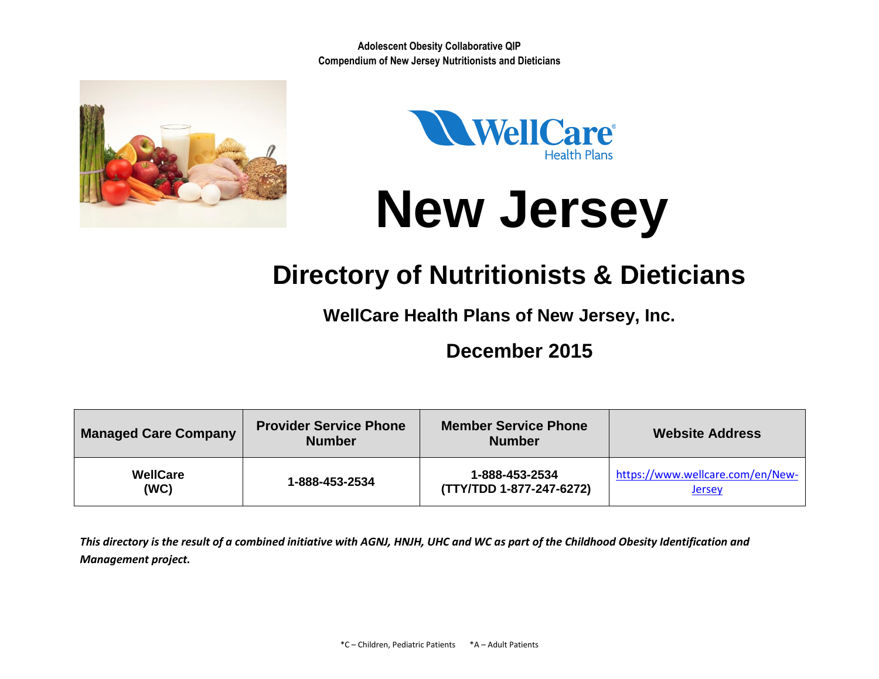**Adolescent Obesity Collaborative QIP**
**Compendium of New Jersey Nutritionists and Dieticians**

WellCare Health Plans

# New Jersey

## Directory of Nutritionists & Dieticians

### WellCare Health Plans of New Jersey, Inc.

### December 2015

| Managed Care Company | Provider Service Phone Number | Member Service Phone Number | Website Address |
|---|---|---|---|
| **WellCare (WC)** | **1-888-453-2534** | **1-888-453-2534 (TTY/TDD 1-877-247-6272)** | https://www.wellcare.com/en/New-Jersey |

***This directory is the result of a combined initiative with AGNJ, HNJH, UHC and WC as part of the Childhood Obesity Identification and Management project.***

*C – Children, Pediatric Patients    *A – Adult Patients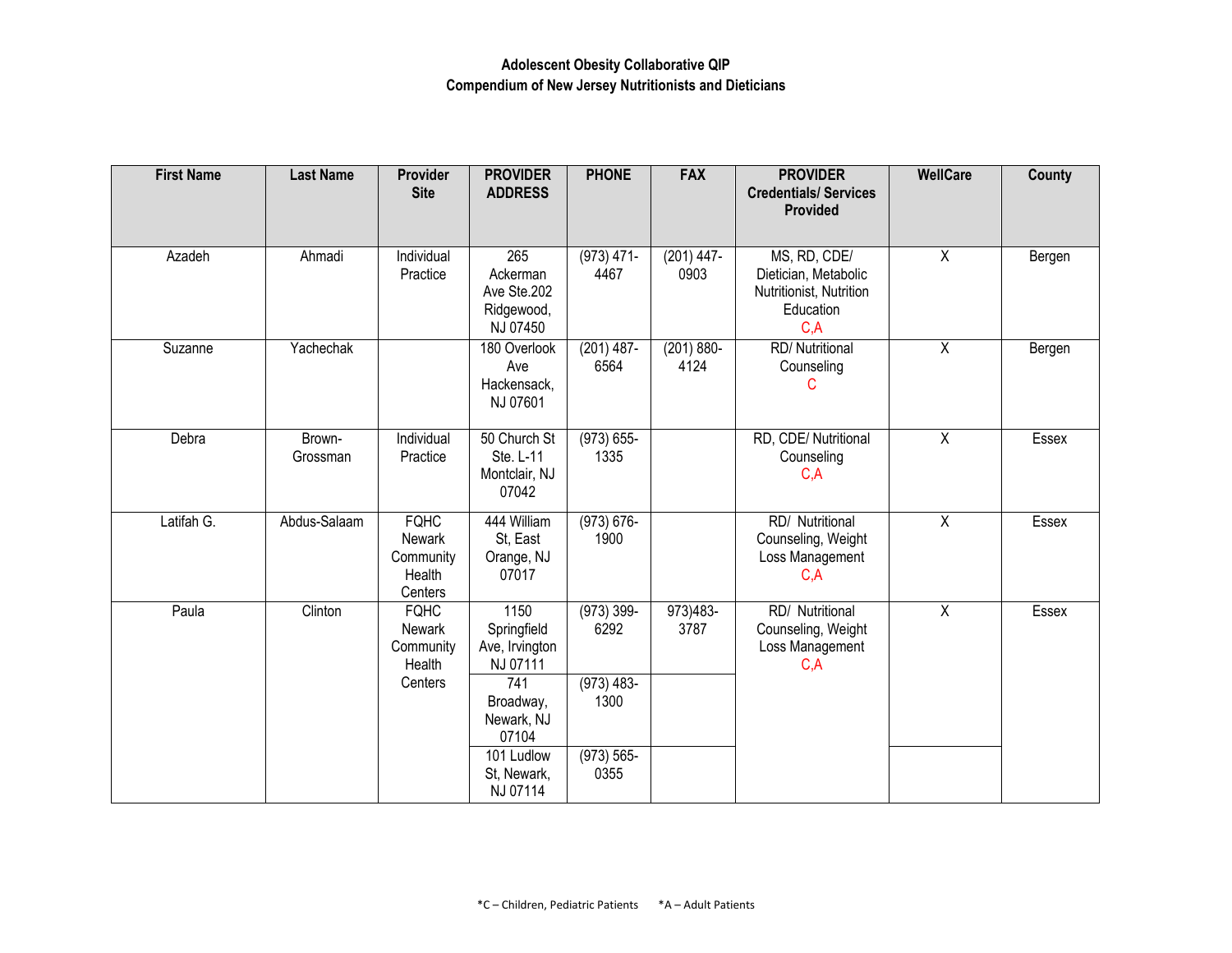**Adolescent Obesity Collaborative QIP**
**Compendium of New Jersey Nutritionists and Dieticians**

| First Name | Last Name | Provider Site | PROVIDER ADDRESS | PHONE | FAX | PROVIDER Credentials/ Services Provided | WellCare | County |
|---|---|---|---|---|---|---|---|---|
| Azadeh | Ahmadi | Individual Practice | 265 Ackerman Ave Ste.202 Ridgewood, NJ 07450 | (973) 471-4467 | (201) 447-0903 | MS, RD, CDE/ Dietician, Metabolic Nutritionist, Nutrition Education C,A | X | Bergen |
| Suzanne | Yachechak | | 180 Overlook Ave Hackensack, NJ 07601 | (201) 487-6564 | (201) 880-4124 | RD/ Nutritional Counseling C | X | Bergen |
| Debra | Brown-Grossman | Individual Practice | 50 Church St Ste. L-11 Montclair, NJ 07042 | (973) 655-1335 | | RD, CDE/ Nutritional Counseling C,A | X | Essex |
| Latifah G. | Abdus-Salaam | FQHC Newark Community Health Centers | 444 William St, East Orange, NJ 07017 | (973) 676-1900 | | RD/ Nutritional Counseling, Weight Loss Management C,A | X | Essex |
| Paula | Clinton | FQHC Newark Community Health Centers | 1150 Springfield Ave, Irvington NJ 07111 | (973) 399-6292 | 973)483-3787 | RD/ Nutritional Counseling, Weight Loss Management C,A | X | Essex |
| | | | 741 Broadway, Newark, NJ 07104 | (973) 483-1300 | | | | |
| | | | 101 Ludlow St, Newark, NJ 07114 | (973) 565-0355 | | | | |

*C – Children, Pediatric Patients *A – Adult Patients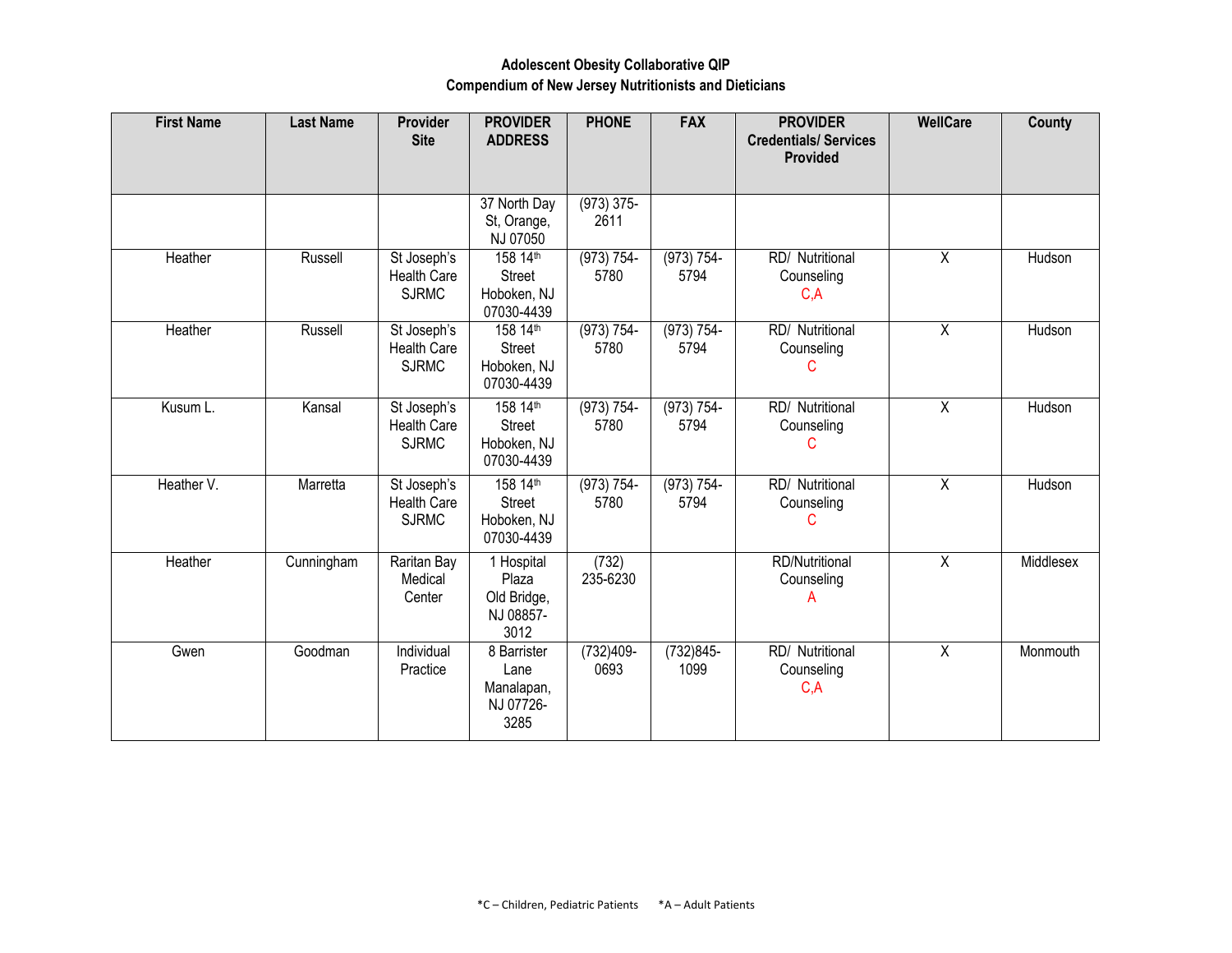**Adolescent Obesity Collaborative QIP**
**Compendium of New Jersey Nutritionists and Dieticians**

| First Name | Last Name | Provider Site | PROVIDER ADDRESS | PHONE | FAX | PROVIDER Credentials/ Services Provided | WellCare | County |
|---|---|---|---|---|---|---|---|---|
| | | | 37 North Day St, Orange, NJ 07050 | (973) 375-2611 | | | | |
| Heather | Russell | St Joseph's Health Care SJRMC | 158 14th Street Hoboken, NJ 07030-4439 | (973) 754-5780 | (973) 754-5794 | RD/ Nutritional Counseling C,A | X | Hudson |
| Heather | Russell | St Joseph's Health Care SJRMC | 158 14th Street Hoboken, NJ 07030-4439 | (973) 754-5780 | (973) 754-5794 | RD/ Nutritional Counseling C | X | Hudson |
| Kusum L. | Kansal | St Joseph's Health Care SJRMC | 158 14th Street Hoboken, NJ 07030-4439 | (973) 754-5780 | (973) 754-5794 | RD/ Nutritional Counseling C | X | Hudson |
| Heather V. | Marretta | St Joseph's Health Care SJRMC | 158 14th Street Hoboken, NJ 07030-4439 | (973) 754-5780 | (973) 754-5794 | RD/ Nutritional Counseling C | X | Hudson |
| Heather | Cunningham | Raritan Bay Medical Center | 1 Hospital Plaza Old Bridge, NJ 08857-3012 | (732) 235-6230 | | RD/Nutritional Counseling A | X | Middlesex |
| Gwen | Goodman | Individual Practice | 8 Barrister Lane Manalapan, NJ 07726-3285 | (732)409-0693 | (732)845-1099 | RD/ Nutritional Counseling C,A | X | Monmouth |

*C – Children, Pediatric Patients *A – Adult Patients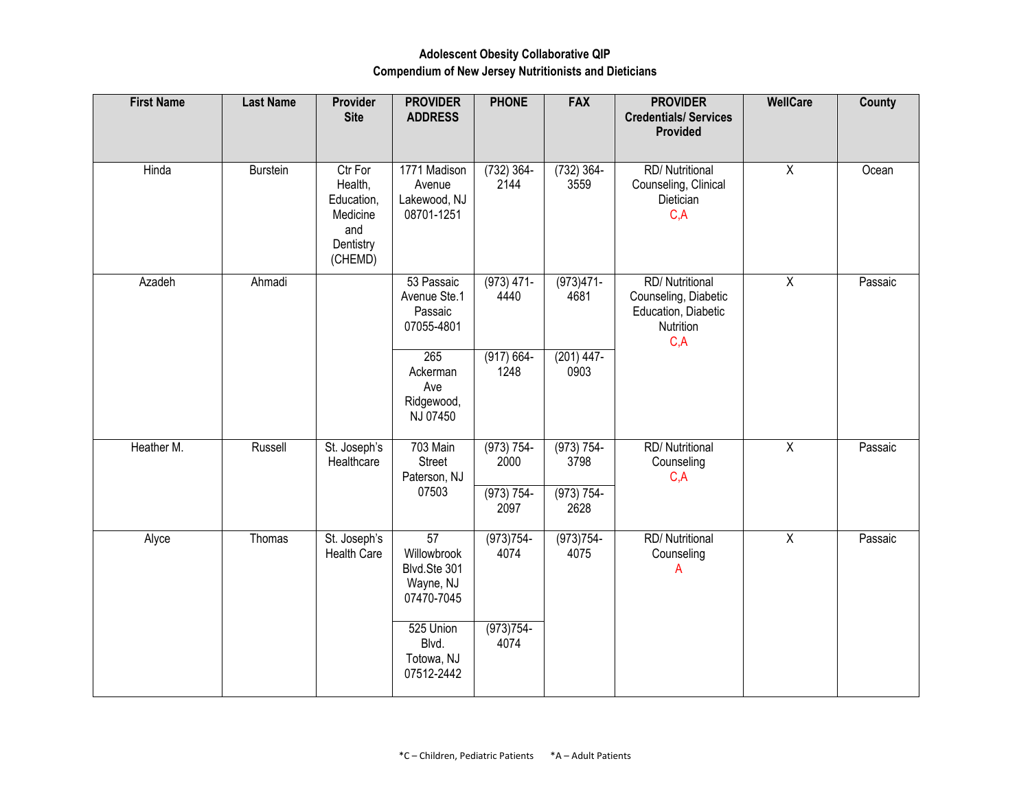**Adolescent Obesity Collaborative QIP**
**Compendium of New Jersey Nutritionists and Dieticians**

| First Name | Last Name | Provider Site | PROVIDER ADDRESS | PHONE | FAX | PROVIDER Credentials/ Services Provided | WellCare | County |
|---|---|---|---|---|---|---|---|---|
| Hinda | Burstein | Ctr For Health, Education, Medicine and Dentistry (CHEMD) | 1771 Madison Avenue Lakewood, NJ 08701-1251 | (732) 364-2144 | (732) 364-3559 | RD/ Nutritional Counseling, Clinical Dietician C,A | X | Ocean |
| Azadeh | Ahmadi | | 53 Passaic Avenue Ste.1 Passaic 07055-4801 | (973) 471-4440 | (973)471-4681 | RD/ Nutritional Counseling, Diabetic Education, Diabetic Nutrition C,A | X | Passaic |
| | | | 265 Ackerman Ave Ridgewood, NJ 07450 | (917) 664-1248 | (201) 447-0903 | | | |
| Heather M. | Russell | St. Joseph's Healthcare | 703 Main Street Paterson, NJ 07503 | (973) 754-2000 | (973) 754-3798 | RD/ Nutritional Counseling C,A | X | Passaic |
| | | | | (973) 754-2097 | (973) 754-2628 | | | |
| Alyce | Thomas | St. Joseph's Health Care | 57 Willowbrook Blvd.Ste 301 Wayne, NJ 07470-7045 | (973)754-4074 | (973)754-4075 | RD/ Nutritional Counseling A | X | Passaic |
| | | | 525 Union Blvd. Totowa, NJ 07512-2442 | (973)754-4074 | | | | |

*C – Children, Pediatric Patients *A – Adult Patients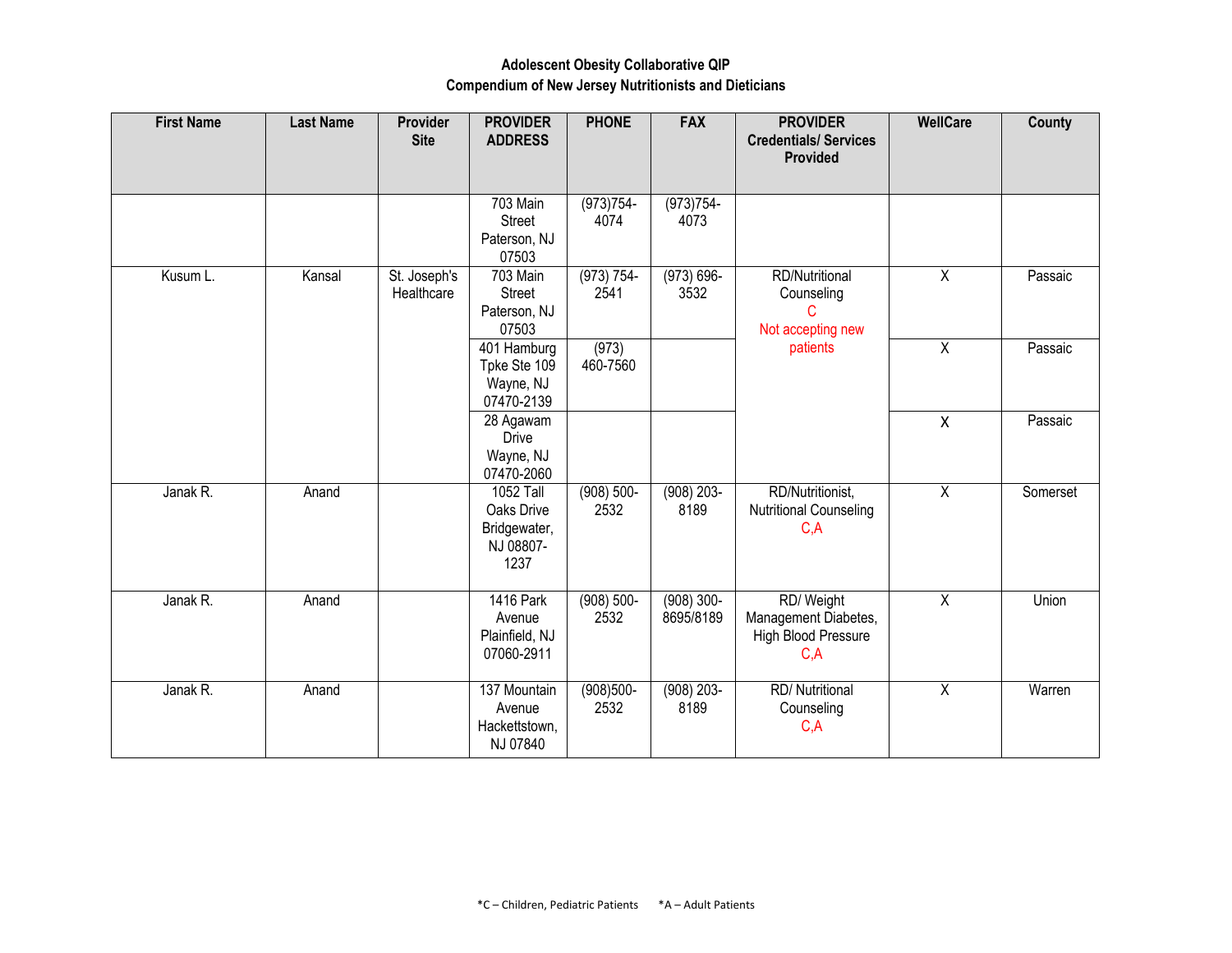**Adolescent Obesity Collaborative QIP**
**Compendium of New Jersey Nutritionists and Dieticians**

| First Name | Last Name | Provider Site | PROVIDER ADDRESS | PHONE | FAX | PROVIDER Credentials/ Services Provided | WellCare | County |
|---|---|---|---|---|---|---|---|---|
| | | | 703 Main Street Paterson, NJ 07503 | (973)754-4074 | (973)754-4073 | | | |
| Kusum L. | Kansal | St. Joseph's Healthcare | 703 Main Street Paterson, NJ 07503 | (973) 754-2541 | (973) 696-3532 | RD/Nutritional Counseling C Not accepting new patients | X | Passaic |
| | | | 401 Hamburg Tpke Ste 109 Wayne, NJ 07470-2139 | (973) 460-7560 | | | X | Passaic |
| | | | 28 Agawam Drive Wayne, NJ 07470-2060 | | | | X | Passaic |
| Janak R. | Anand | | 1052 Tall Oaks Drive Bridgewater, NJ 08807-1237 | (908) 500-2532 | (908) 203-8189 | RD/Nutritionist, Nutritional Counseling C,A | X | Somerset |
| Janak R. | Anand | | 1416 Park Avenue Plainfield, NJ 07060-2911 | (908) 500-2532 | (908) 300-8695/8189 | RD/ Weight Management Diabetes, High Blood Pressure C,A | X | Union |
| Janak R. | Anand | | 137 Mountain Avenue Hackettstown, NJ 07840 | (908)500-2532 | (908) 203-8189 | RD/ Nutritional Counseling C,A | X | Warren |

*C – Children, Pediatric Patients    *A – Adult Patients